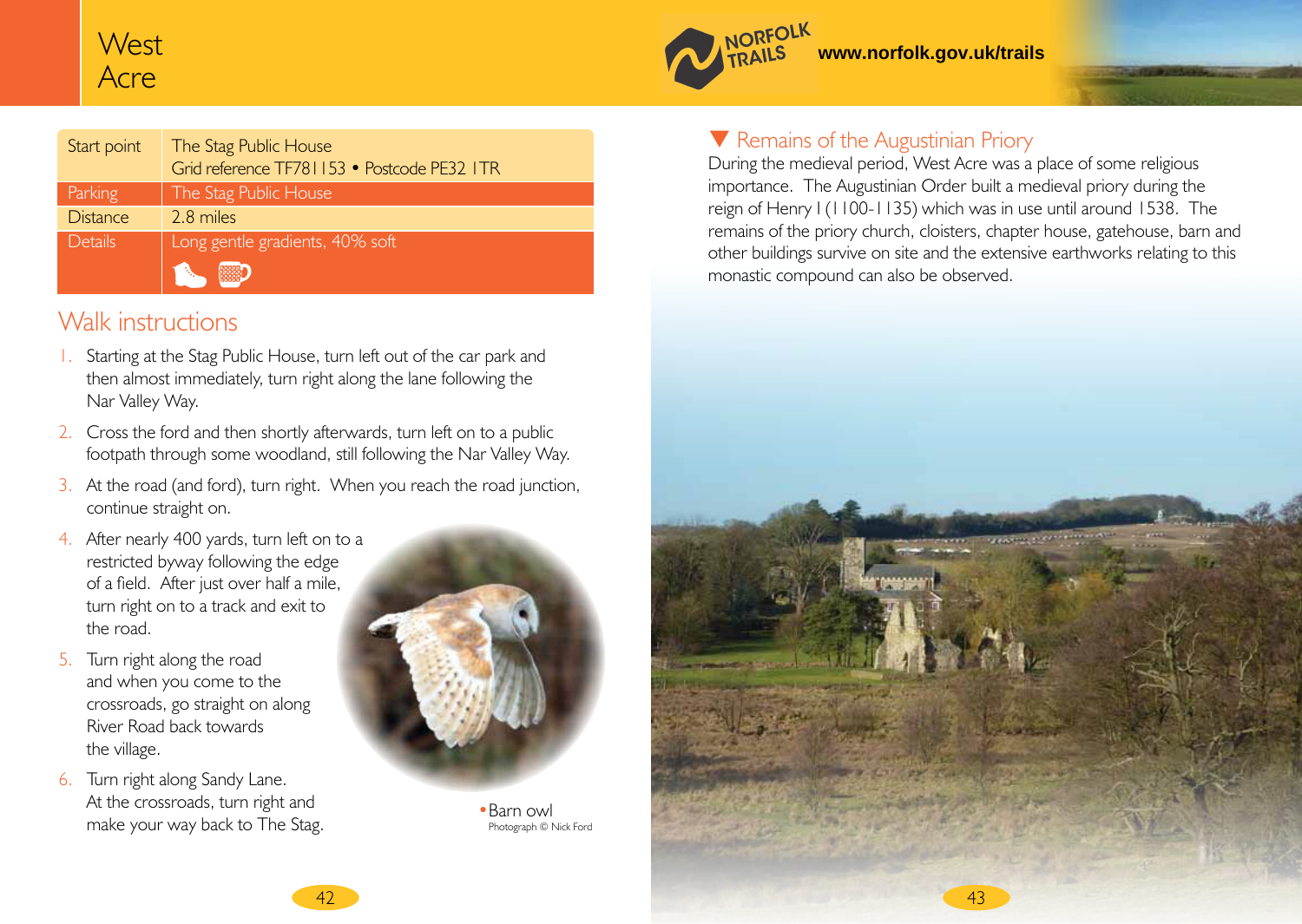# West Acre

NORFOLK TRAILS www.norfolk.gov.uk/trails

| Start point | The Stag Public House<br>Grid reference TF781153 • Postcode PE32 1TR |
|---|---|
| Parking | The Stag Public House |
| Distance | 2.8 miles |
| Details | Long gentle gradients, 40% soft |

## Walk instructions

1. Starting at the Stag Public House, turn left out of the car park and then almost immediately, turn right along the lane following the Nar Valley Way.
2. Cross the ford and then shortly afterwards, turn left on to a public footpath through some woodland, still following the Nar Valley Way.
3. At the road (and ford), turn right. When you reach the road junction, continue straight on.
4. After nearly 400 yards, turn left on to a restricted byway following the edge of a field. After just over half a mile, turn right on to a track and exit to the road.
5. Turn right along the road and when you come to the crossroads, go straight on along River Road back towards the village.
6. Turn right along Sandy Lane. At the crossroads, turn right and make your way back to The Stag.

• Barn owl
Photograph © Nick Ford

## Remains of the Augustinian Priory

During the medieval period, West Acre was a place of some religious importance. The Augustinian Order built a medieval priory during the reign of Henry I (1100-1135) which was in use until around 1538. The remains of the priory church, cloisters, chapter house, gatehouse, barn and other buildings survive on site and the extensive earthworks relating to this monastic compound can also be observed.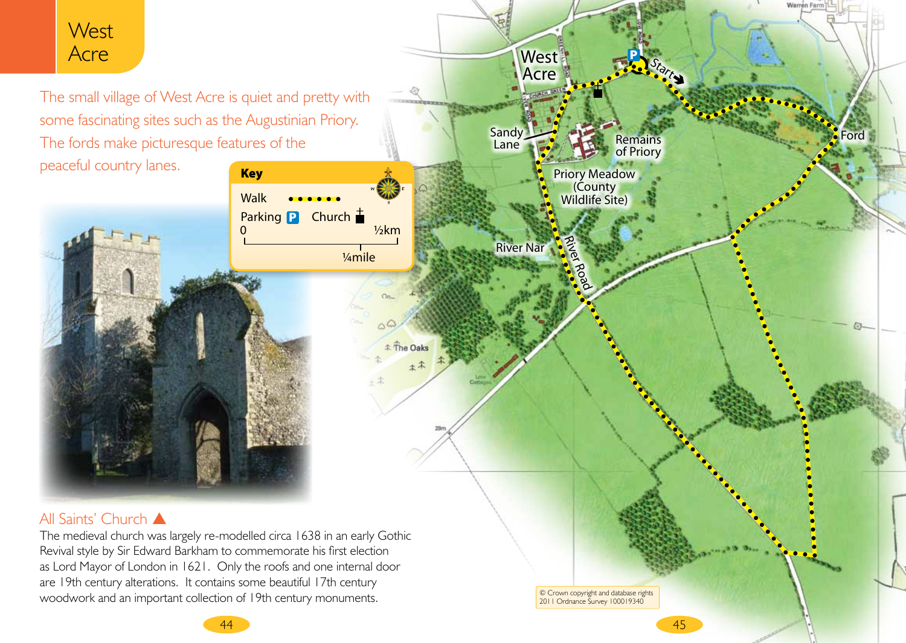# West Acre

The small village of West Acre is quiet and pretty with some fascinating sites such as the Augustinian Priory. The fords make picturesque features of the peaceful country lanes.

**Key**

Walk

Parking Church

0 ½km

¼mile

## All Saints' Church ▲

The medieval church was largely re-modelled circa 1638 in an early Gothic Revival style by Sir Edward Barkham to commemorate his first election as Lord Mayor of London in 1621. Only the roofs and one internal door are 19th century alterations. It contains some beautiful 17th century woodwork and an important collection of 19th century monuments.

West Acre

Start

Sandy Lane

Remains of Priory

Ford

Priory Meadow (County Wildlife Site)

River Nar

River Road

The Oaks

Warren Farm

© Crown copyright and database rights 2011 Ordnance Survey 100019340